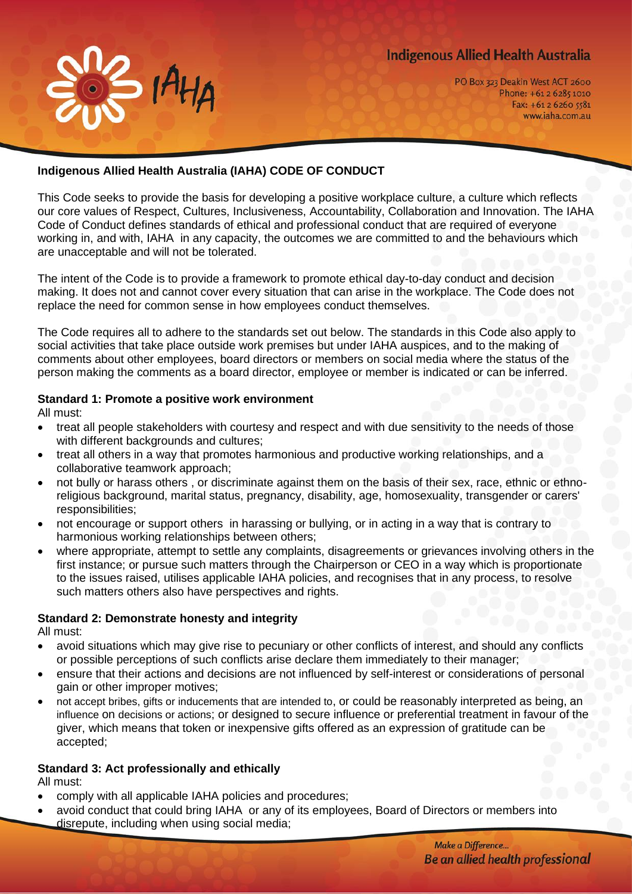Indigenous Allied Health Australia

PO Box 323 Deakin West ACT 2600
Phone: +61 2 6285 1010
Fax: +61 2 6260 5581
www.iaha.com.au

**Indigenous Allied Health Australia (IAHA) CODE OF CONDUCT**

This Code seeks to provide the basis for developing a positive workplace culture, a culture which reflects our core values of Respect, Cultures, Inclusiveness, Accountability, Collaboration and Innovation. The IAHA Code of Conduct defines standards of ethical and professional conduct that are required of everyone working in, and with, IAHA in any capacity, the outcomes we are committed to and the behaviours which are unacceptable and will not be tolerated.

The intent of the Code is to provide a framework to promote ethical day-to-day conduct and decision making. It does not and cannot cover every situation that can arise in the workplace. The Code does not replace the need for common sense in how employees conduct themselves.

The Code requires all to adhere to the standards set out below. The standards in this Code also apply to social activities that take place outside work premises but under IAHA auspices, and to the making of comments about other employees, board directors or members on social media where the status of the person making the comments as a board director, employee or member is indicated or can be inferred.

**Standard 1: Promote a positive work environment**

All must:

- treat all people stakeholders with courtesy and respect and with due sensitivity to the needs of those with different backgrounds and cultures;
- treat all others in a way that promotes harmonious and productive working relationships, and a collaborative teamwork approach;
- not bully or harass others , or discriminate against them on the basis of their sex, race, ethnic or ethno-religious background, marital status, pregnancy, disability, age, homosexuality, transgender or carers' responsibilities;
- not encourage or support others in harassing or bullying, or in acting in a way that is contrary to harmonious working relationships between others;
- where appropriate, attempt to settle any complaints, disagreements or grievances involving others in the first instance; or pursue such matters through the Chairperson or CEO in a way which is proportionate to the issues raised, utilises applicable IAHA policies, and recognises that in any process, to resolve such matters others also have perspectives and rights.

**Standard 2: Demonstrate honesty and integrity**

All must:

- avoid situations which may give rise to pecuniary or other conflicts of interest, and should any conflicts or possible perceptions of such conflicts arise declare them immediately to their manager;
- ensure that their actions and decisions are not influenced by self-interest or considerations of personal gain or other improper motives;
- not accept bribes, gifts or inducements that are intended to, or could be reasonably interpreted as being, an influence on decisions or actions; or designed to secure influence or preferential treatment in favour of the giver, which means that token or inexpensive gifts offered as an expression of gratitude can be accepted;

**Standard 3: Act professionally and ethically**

All must:

- comply with all applicable IAHA policies and procedures;
- avoid conduct that could bring IAHA or any of its employees, Board of Directors or members into disrepute, including when using social media;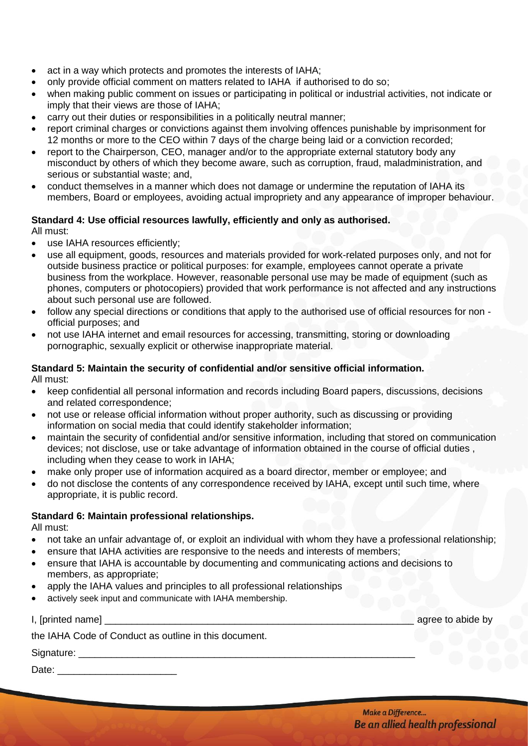- act in a way which protects and promotes the interests of IAHA;
- only provide official comment on matters related to IAHA if authorised to do so;
- when making public comment on issues or participating in political or industrial activities, not indicate or imply that their views are those of IAHA;
- carry out their duties or responsibilities in a politically neutral manner;
- report criminal charges or convictions against them involving offences punishable by imprisonment for 12 months or more to the CEO within 7 days of the charge being laid or a conviction recorded;
- report to the Chairperson, CEO, manager and/or to the appropriate external statutory body any misconduct by others of which they become aware, such as corruption, fraud, maladministration, and serious or substantial waste; and,
- conduct themselves in a manner which does not damage or undermine the reputation of IAHA its members, Board or employees, avoiding actual impropriety and any appearance of improper behaviour.

**Standard 4: Use official resources lawfully, efficiently and only as authorised.**

All must:

- use IAHA resources efficiently;
- use all equipment, goods, resources and materials provided for work-related purposes only, and not for outside business practice or political purposes: for example, employees cannot operate a private business from the workplace. However, reasonable personal use may be made of equipment (such as phones, computers or photocopiers) provided that work performance is not affected and any instructions about such personal use are followed.
- follow any special directions or conditions that apply to the authorised use of official resources for non - official purposes; and
- not use IAHA internet and email resources for accessing, transmitting, storing or downloading pornographic, sexually explicit or otherwise inappropriate material.

**Standard 5: Maintain the security of confidential and/or sensitive official information.**

All must:

- keep confidential all personal information and records including Board papers, discussions, decisions and related correspondence;
- not use or release official information without proper authority, such as discussing or providing information on social media that could identify stakeholder information;
- maintain the security of confidential and/or sensitive information, including that stored on communication devices; not disclose, use or take advantage of information obtained in the course of official duties , including when they cease to work in IAHA;
- make only proper use of information acquired as a board director, member or employee; and
- do not disclose the contents of any correspondence received by IAHA, except until such time, where appropriate, it is public record.

**Standard 6: Maintain professional relationships.**

All must:

- not take an unfair advantage of, or exploit an individual with whom they have a professional relationship;
- ensure that IAHA activities are responsive to the needs and interests of members;
- ensure that IAHA is accountable by documenting and communicating actions and decisions to members, as appropriate;
- apply the IAHA values and principles to all professional relationships
- actively seek input and communicate with IAHA membership.

I, [printed name] ____________________________________________________________ agree to abide by the IAHA Code of Conduct as outline in this document.

Signature: _________________________________________________________________

Date: ______________________

Make a Difference...
Be an allied health professional